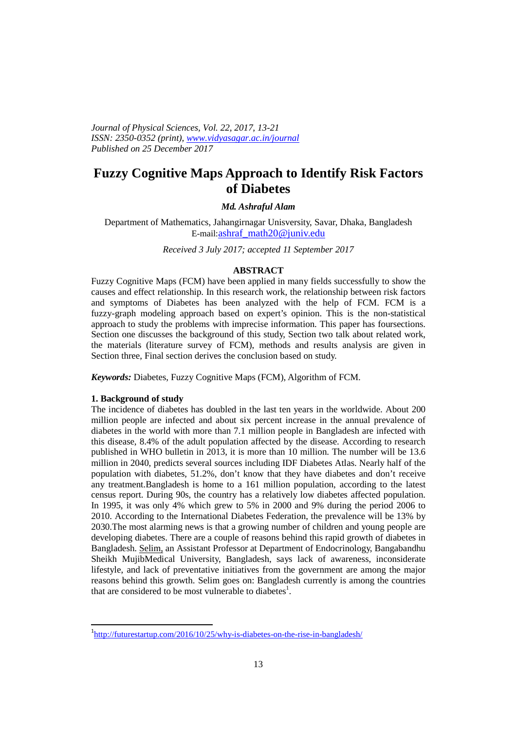*Journal of Physical Sciences, Vol. 22, 2017, 13-21*
*ISSN: 2350-0352 (print), www.vidyasagar.ac.in/journal*
*Published on 25 December 2017*

# Fuzzy Cognitive Maps Approach to Identify Risk Factors of Diabetes

***Md. Ashraful Alam***

Department of Mathematics, Jahangirnagar Unisversity, Savar, Dhaka, Bangladesh
E-mail:ashraf_math20@juniv.edu

*Received 3 July 2017; accepted 11 September 2017*

## ABSTRACT

Fuzzy Cognitive Maps (FCM) have been applied in many fields successfully to show the causes and effect relationship. In this research work, the relationship between risk factors and symptoms of Diabetes has been analyzed with the help of FCM. FCM is a fuzzy-graph modeling approach based on expert's opinion. This is the non-statistical approach to study the problems with imprecise information. This paper has foursections. Section one discusses the background of this study, Section two talk about related work, the materials (literature survey of FCM), methods and results analysis are given in Section three, Final section derives the conclusion based on study.

***Keywords:*** Diabetes, Fuzzy Cognitive Maps (FCM), Algorithm of FCM.

## 1. Background of study

The incidence of diabetes has doubled in the last ten years in the worldwide. About 200 million people are infected and about six percent increase in the annual prevalence of diabetes in the world with more than 7.1 million people in Bangladesh are infected with this disease, 8.4% of the adult population affected by the disease. According to research published in WHO bulletin in 2013, it is more than 10 million. The number will be 13.6 million in 2040, predicts several sources including IDF Diabetes Atlas. Nearly half of the population with diabetes, 51.2%, don't know that they have diabetes and don't receive any treatment.Bangladesh is home to a 161 million population, according to the latest census report. During 90s, the country has a relatively low diabetes affected population. In 1995, it was only 4% which grew to 5% in 2000 and 9% during the period 2006 to 2010. According to the International Diabetes Federation, the prevalence will be 13% by 2030.The most alarming news is that a growing number of children and young people are developing diabetes. There are a couple of reasons behind this rapid growth of diabetes in Bangladesh. Selim, an Assistant Professor at Department of Endocrinology, Bangabandhu Sheikh MujibMedical University, Bangladesh, says lack of awareness, inconsiderate lifestyle, and lack of preventative initiatives from the government are among the major reasons behind this growth. Selim goes on: Bangladesh currently is among the countries that are considered to be most vulnerable to diabetes[1].

---

[1] http://futurestartup.com/2016/10/25/why-is-diabetes-on-the-rise-in-bangladesh/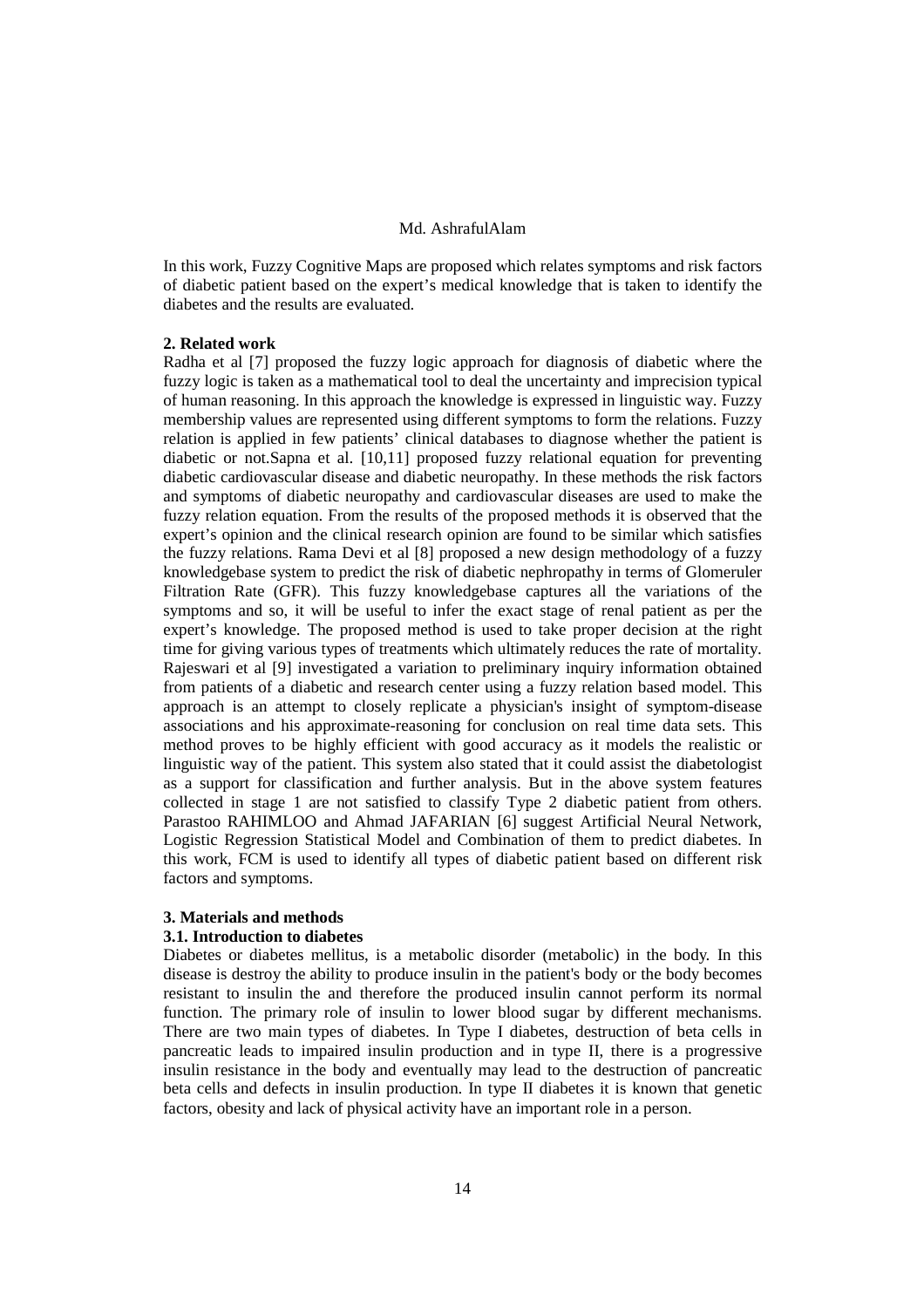In this work, Fuzzy Cognitive Maps are proposed which relates symptoms and risk factors of diabetic patient based on the expert's medical knowledge that is taken to identify the diabetes and the results are evaluated.

## 2. Related work

Radha et al [7] proposed the fuzzy logic approach for diagnosis of diabetic where the fuzzy logic is taken as a mathematical tool to deal the uncertainty and imprecision typical of human reasoning. In this approach the knowledge is expressed in linguistic way. Fuzzy membership values are represented using different symptoms to form the relations. Fuzzy relation is applied in few patients' clinical databases to diagnose whether the patient is diabetic or not.Sapna et al. [10,11] proposed fuzzy relational equation for preventing diabetic cardiovascular disease and diabetic neuropathy. In these methods the risk factors and symptoms of diabetic neuropathy and cardiovascular diseases are used to make the fuzzy relation equation. From the results of the proposed methods it is observed that the expert's opinion and the clinical research opinion are found to be similar which satisfies the fuzzy relations. Rama Devi et al [8] proposed a new design methodology of a fuzzy knowledgebase system to predict the risk of diabetic nephropathy in terms of Glomeruler Filtration Rate (GFR). This fuzzy knowledgebase captures all the variations of the symptoms and so, it will be useful to infer the exact stage of renal patient as per the expert's knowledge. The proposed method is used to take proper decision at the right time for giving various types of treatments which ultimately reduces the rate of mortality. Rajeswari et al [9] investigated a variation to preliminary inquiry information obtained from patients of a diabetic and research center using a fuzzy relation based model. This approach is an attempt to closely replicate a physician's insight of symptom-disease associations and his approximate-reasoning for conclusion on real time data sets. This method proves to be highly efficient with good accuracy as it models the realistic or linguistic way of the patient. This system also stated that it could assist the diabetologist as a support for classification and further analysis. But in the above system features collected in stage 1 are not satisfied to classify Type 2 diabetic patient from others. Parastoo RAHIMLOO and Ahmad JAFARIAN [6] suggest Artificial Neural Network, Logistic Regression Statistical Model and Combination of them to predict diabetes. In this work, FCM is used to identify all types of diabetic patient based on different risk factors and symptoms.

## 3. Materials and methods

### 3.1. Introduction to diabetes

Diabetes or diabetes mellitus, is a metabolic disorder (metabolic) in the body. In this disease is destroy the ability to produce insulin in the patient's body or the body becomes resistant to insulin the and therefore the produced insulin cannot perform its normal function. The primary role of insulin to lower blood sugar by different mechanisms. There are two main types of diabetes. In Type I diabetes, destruction of beta cells in pancreatic leads to impaired insulin production and in type II, there is a progressive insulin resistance in the body and eventually may lead to the destruction of pancreatic beta cells and defects in insulin production. In type II diabetes it is known that genetic factors, obesity and lack of physical activity have an important role in a person.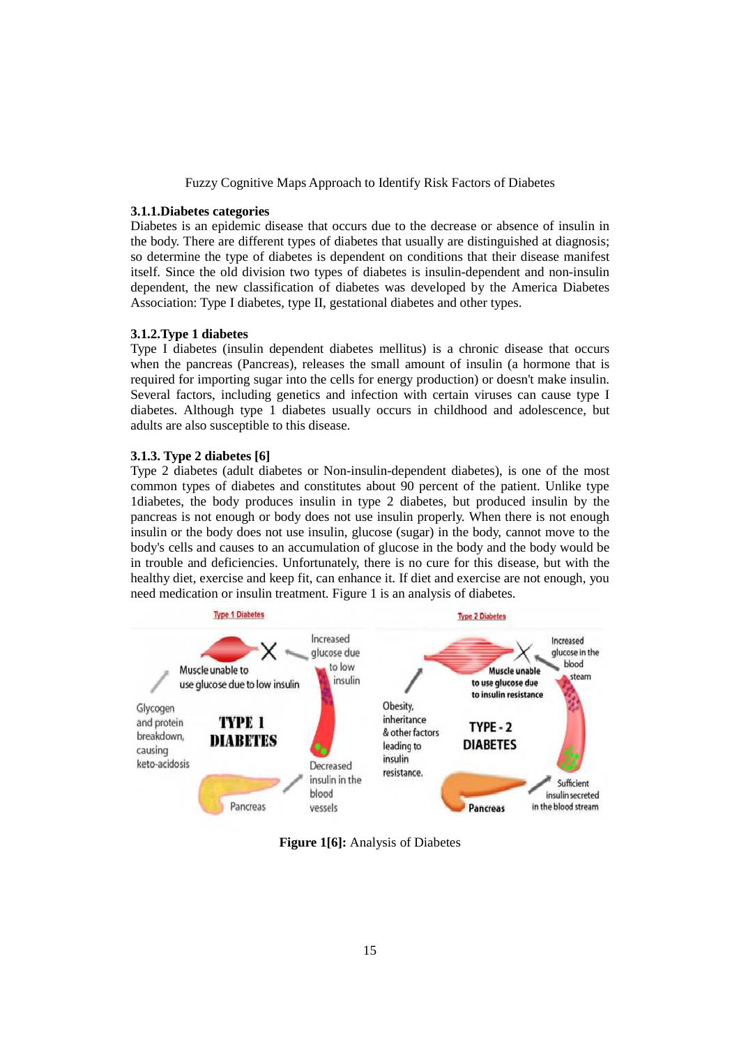### 3.1.1.Diabetes categories

Diabetes is an epidemic disease that occurs due to the decrease or absence of insulin in the body. There are different types of diabetes that usually are distinguished at diagnosis; so determine the type of diabetes is dependent on conditions that their disease manifest itself. Since the old division two types of diabetes is insulin-dependent and non-insulin dependent, the new classification of diabetes was developed by the America Diabetes Association: Type I diabetes, type II, gestational diabetes and other types.

### 3.1.2.Type 1 diabetes

Type I diabetes (insulin dependent diabetes mellitus) is a chronic disease that occurs when the pancreas (Pancreas), releases the small amount of insulin (a hormone that is required for importing sugar into the cells for energy production) or doesn't make insulin. Several factors, including genetics and infection with certain viruses can cause type I diabetes. Although type 1 diabetes usually occurs in childhood and adolescence, but adults are also susceptible to this disease.

### 3.1.3. Type 2 diabetes [6]

Type 2 diabetes (adult diabetes or Non-insulin-dependent diabetes), is one of the most common types of diabetes and constitutes about 90 percent of the patient. Unlike type 1diabetes, the body produces insulin in type 2 diabetes, but produced insulin by the pancreas is not enough or body does not use insulin properly. When there is not enough insulin or the body does not use insulin, glucose (sugar) in the body, cannot move to the body's cells and causes to an accumulation of glucose in the body and the body would be in trouble and deficiencies. Unfortunately, there is no cure for this disease, but with the healthy diet, exercise and keep fit, can enhance it. If diet and exercise are not enough, you need medication or insulin treatment. Figure 1 is an analysis of diabetes.

Type 1 Diabetes

Muscle unable to use glucose due to low insulin

Increased glucose due to low insulin

Glycogen and protein breakdown, causing keto-acidosis

TYPE 1 DIABETES

Decreased insulin in the blood vessels

Pancreas

Type 2 Diabetes

Increased glucose in the blood steam

Muscle unable to use glucose due to insulin resistance

Obesity, inheritance & other factors leading to insulin resistance.

TYPE - 2 DIABETES

Sufficient insulin secreted in the blood stream

Pancreas

**Figure 1[6]:** Analysis of Diabetes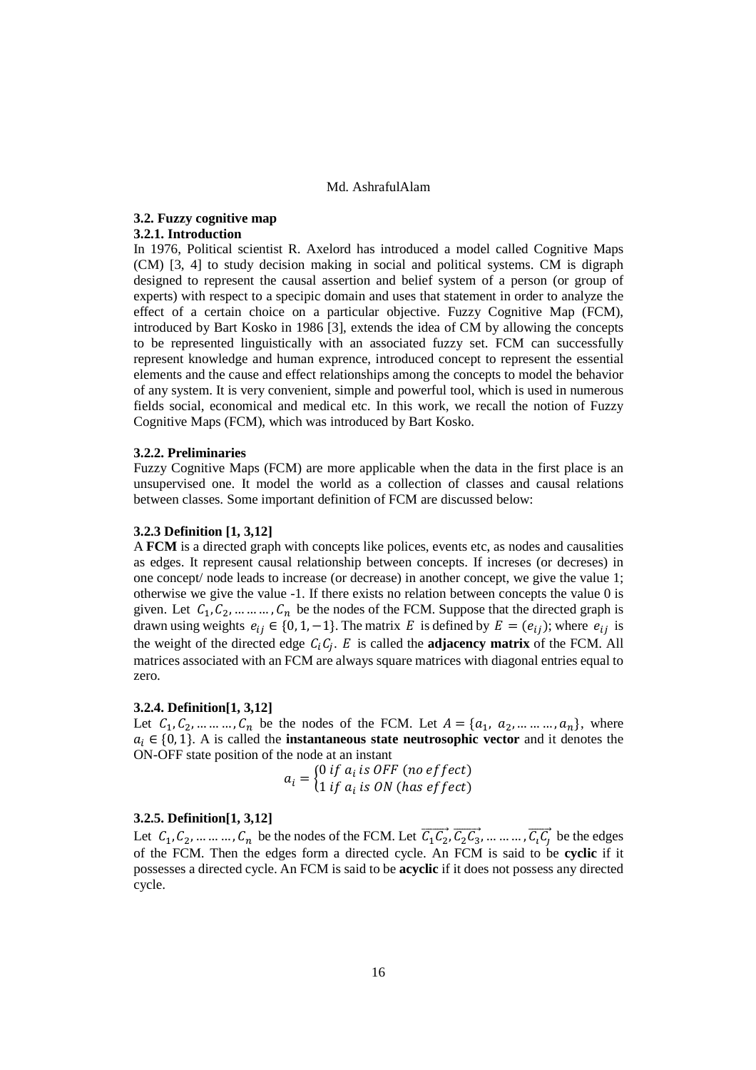### 3.2. Fuzzy cognitive map

#### 3.2.1. Introduction

In 1976, Political scientist R. Axelord has introduced a model called Cognitive Maps (CM) [3, 4] to study decision making in social and political systems. CM is digraph designed to represent the causal assertion and belief system of a person (or group of experts) with respect to a specipic domain and uses that statement in order to analyze the effect of a certain choice on a particular objective. Fuzzy Cognitive Map (FCM), introduced by Bart Kosko in 1986 [3], extends the idea of CM by allowing the concepts to be represented linguistically with an associated fuzzy set. FCM can successfully represent knowledge and human exprence, introduced concept to represent the essential elements and the cause and effect relationships among the concepts to model the behavior of any system. It is very convenient, simple and powerful tool, which is used in numerous fields social, economical and medical etc. In this work, we recall the notion of Fuzzy Cognitive Maps (FCM), which was introduced by Bart Kosko.

#### 3.2.2. Preliminaries

Fuzzy Cognitive Maps (FCM) are more applicable when the data in the first place is an unsupervised one. It model the world as a collection of classes and causal relations between classes. Some important definition of FCM are discussed below:

#### 3.2.3 Definition [1, 3,12]

A **FCM** is a directed graph with concepts like polices, events etc, as nodes and causalities as edges. It represent causal relationship between concepts. If increses (or decreses) in one concept/ node leads to increase (or decrease) in another concept, we give the value 1; otherwise we give the value -1. If there exists no relation between concepts the value 0 is given. Let $C_1, C_2, \dots \dots \dots, C_n$ be the nodes of the FCM. Suppose that the directed graph is drawn using weights $e_{ij} \in \{0, 1, -1\}$. The matrix $E$ is defined by $E = (e_{ij})$; where $e_{ij}$ is the weight of the directed edge $C_i C_j$. $E$ is called the **adjacency matrix** of the FCM. All matrices associated with an FCM are always square matrices with diagonal entries equal to zero.

#### 3.2.4. Definition[1, 3,12]

Let $C_1, C_2, \dots \dots \dots, C_n$ be the nodes of the FCM. Let $A = \{a_1, a_2, \dots \dots \dots, a_n\}$, where $a_i \in \{0, 1\}$. A is called the **instantaneous state neutrosophic vector** and it denotes the ON-OFF state position of the node at an instant

$$a_i = \begin{cases} 0 \; if \; a_i \; is \; OFF \; (no \; effect) \\ 1 \; if \; a_i \; is \; ON \; (has \; effect) \end{cases}$$

#### 3.2.5. Definition[1, 3,12]

Let $C_1, C_2, \dots \dots \dots, C_n$ be the nodes of the FCM. Let $\overrightarrow{C_1 C_2}, \overrightarrow{C_2 C_3}, \dots \dots \dots, \overrightarrow{C_i C_j}$ be the edges of the FCM. Then the edges form a directed cycle. An FCM is said to be **cyclic** if it possesses a directed cycle. An FCM is said to be **acyclic** if it does not possess any directed cycle.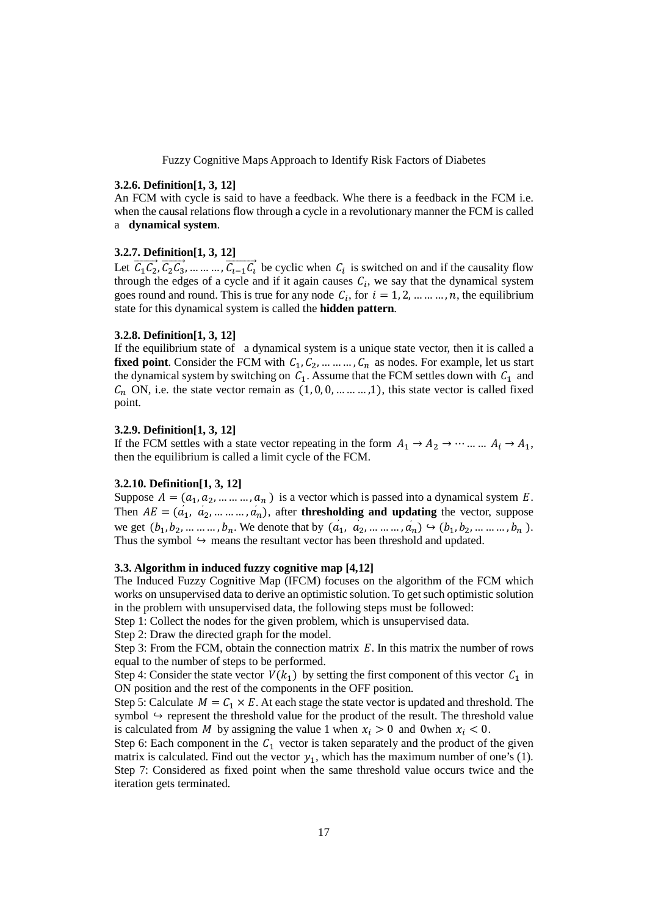### 3.2.6. Definition[1, 3, 12]

An FCM with cycle is said to have a feedback. Whe there is a feedback in the FCM i.e. when the causal relations flow through a cycle in a revolutionary manner the FCM is called a **dynamical system**.

### 3.2.7. Definition[1, 3, 12]

Let $\overrightarrow{C_1C_2}, \overrightarrow{C_2C_3}, \dots\dots\dots, \overrightarrow{C_{i-1}C_i}$ be cyclic when $C_i$ is switched on and if the causality flow through the edges of a cycle and if it again causes $C_i$, we say that the dynamical system goes round and round. This is true for any node $C_i$, for $i = 1, 2, \dots\dots\dots, n$, the equilibrium state for this dynamical system is called the **hidden pattern**.

### 3.2.8. Definition[1, 3, 12]

If the equilibrium state of a dynamical system is a unique state vector, then it is called a **fixed point**. Consider the FCM with $C_1, C_2, \dots\dots\dots, C_n$ as nodes. For example, let us start the dynamical system by switching on $C_1$. Assume that the FCM settles down with $C_1$ and $C_n$ ON, i.e. the state vector remain as $(1, 0, 0, \dots\dots\dots, 1)$, this state vector is called fixed point.

### 3.2.9. Definition[1, 3, 12]

If the FCM settles with a state vector repeating in the form $A_1 \rightarrow A_2 \rightarrow \cdots \dots \dots A_i \rightarrow A_1$, then the equilibrium is called a limit cycle of the FCM.

### 3.2.10. Definition[1, 3, 12]

Suppose $A = (a_1, a_2, \dots\dots\dots, a_n)$ is a vector which is passed into a dynamical system $E$. Then $AE = (a_1', a_2', \dots\dots\dots, a_n')$, after **thresholding and updating** the vector, suppose we get $(b_1, b_2, \dots\dots\dots, b_n$. We denote that by $(a_1', a_2', \dots\dots\dots, a_n') \hookrightarrow (b_1, b_2, \dots\dots\dots, b_n)$. Thus the symbol $\hookrightarrow$ means the resultant vector has been threshold and updated.

### 3.3. Algorithm in induced fuzzy cognitive map [4,12]

The Induced Fuzzy Cognitive Map (IFCM) focuses on the algorithm of the FCM which works on unsupervised data to derive an optimistic solution. To get such optimistic solution in the problem with unsupervised data, the following steps must be followed:

Step 1: Collect the nodes for the given problem, which is unsupervised data.

Step 2: Draw the directed graph for the model.

Step 3: From the FCM, obtain the connection matrix $E$. In this matrix the number of rows equal to the number of steps to be performed.

Step 4: Consider the state vector $V(k_1)$ by setting the first component of this vector $C_1$ in ON position and the rest of the components in the OFF position.

Step 5: Calculate $M = C_1 \times E$. At each stage the state vector is updated and threshold. The symbol $\hookrightarrow$ represent the threshold value for the product of the result. The threshold value is calculated from $M$ by assigning the value 1 when $x_i > 0$ and 0when $x_i < 0$.

Step 6: Each component in the $C_1$ vector is taken separately and the product of the given matrix is calculated. Find out the vector $y_1$, which has the maximum number of one's (1).

Step 7: Considered as fixed point when the same threshold value occurs twice and the iteration gets terminated.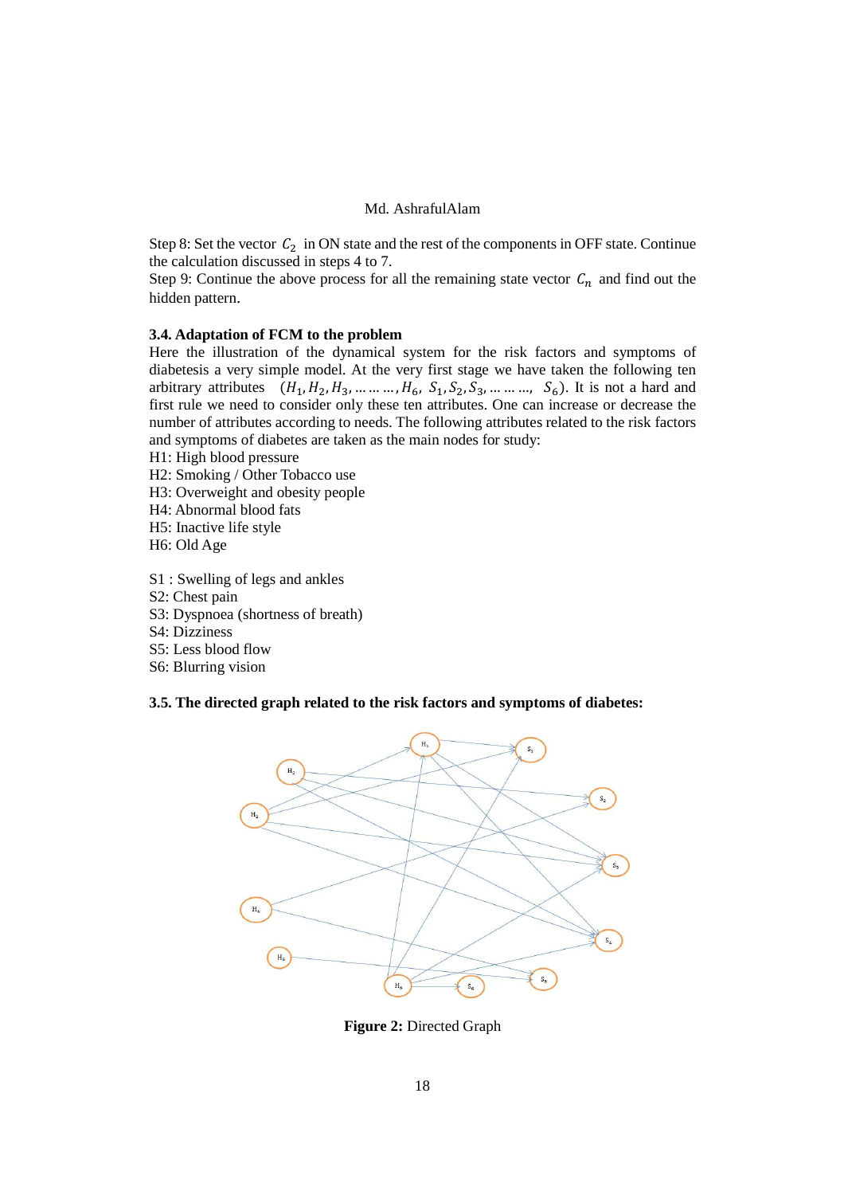Step 8: Set the vector $C_2$ in ON state and the rest of the components in OFF state. Continue the calculation discussed in steps 4 to 7.
Step 9: Continue the above process for all the remaining state vector $C_n$ and find out the hidden pattern.

### 3.4. Adaptation of FCM to the problem

Here the illustration of the dynamical system for the risk factors and symptoms of diabetesis a very simple model. At the very first stage we have taken the following ten arbitrary attributes $(H_1, H_2, H_3, \ldots\ldots\ldots, H_6, S_1, S_2, S_3, \ldots\ldots\ldots, S_6)$. It is not a hard and first rule we need to consider only these ten attributes. One can increase or decrease the number of attributes according to needs. The following attributes related to the risk factors and symptoms of diabetes are taken as the main nodes for study:

H1: High blood pressure
H2: Smoking / Other Tobacco use
H3: Overweight and obesity people
H4: Abnormal blood fats
H5: Inactive life style
H6: Old Age

S1 : Swelling of legs and ankles
S2: Chest pain
S3: Dyspnoea (shortness of breath)
S4: Dizziness
S5: Less blood flow
S6: Blurring vision

### 3.5. The directed graph related to the risk factors and symptoms of diabetes:

H₁
H₂
H₃
H₄
H₅
H₆
S₁
S₂
S₃
S₄
S₅
S₆

**Figure 2:** Directed Graph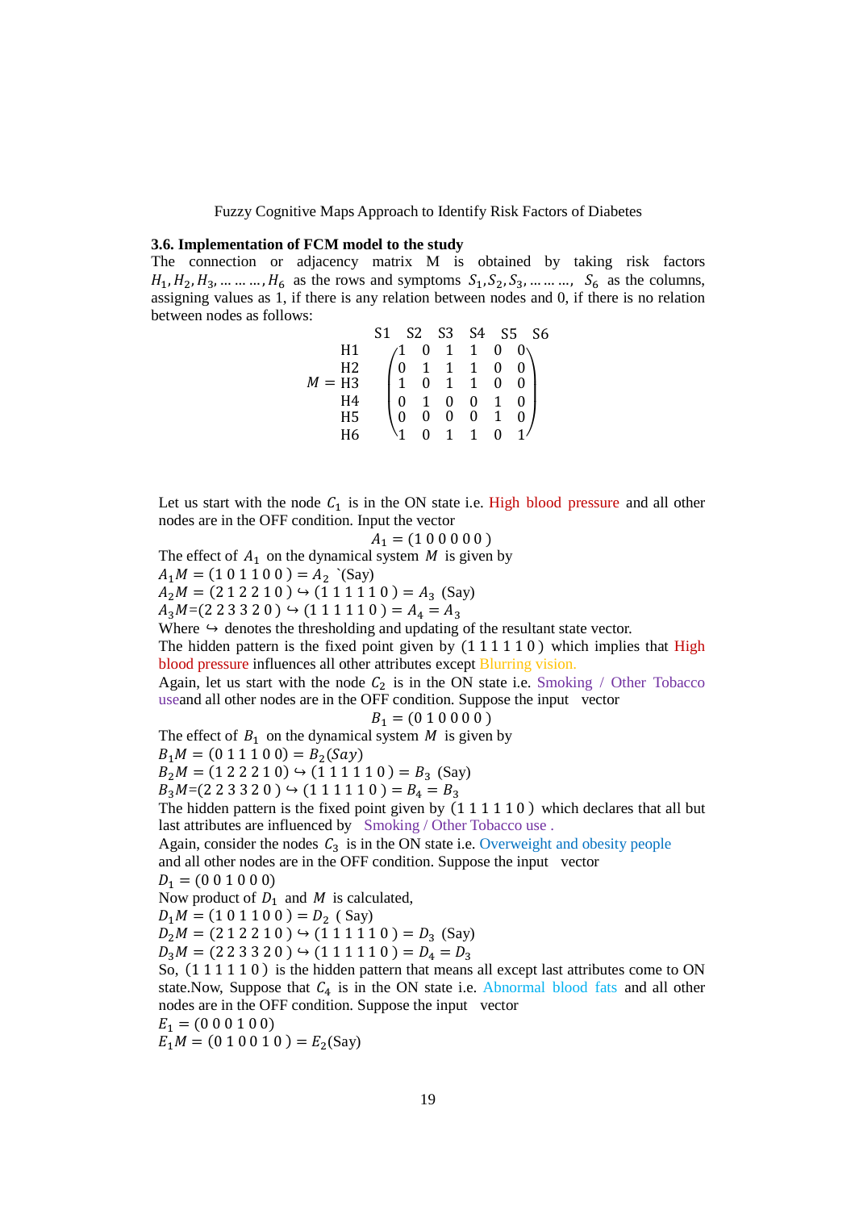### 3.6. Implementation of FCM model to the study

The connection or adjacency matrix M is obtained by taking risk factors $H_1, H_2, H_3, \ldots\ldots\ldots, H_6$ as the rows and symptoms $S_1, S_2, S_3, \ldots\ldots\ldots,\ S_6$ as the columns, assigning values as 1, if there is any relation between nodes and 0, if there is no relation between nodes as follows:

$$M = \begin{array}{c} \\ H1 \\ H2 \\ H3 \\ H4 \\ H5 \\ H6 \end{array} \begin{array}{c} \begin{array}{cccccc} S1 & S2 & S3 & S4 & S5 & S6 \end{array} \\ \begin{pmatrix} 1 & 0 & 1 & 1 & 0 & 0 \\ 0 & 1 & 1 & 1 & 0 & 0 \\ 1 & 0 & 1 & 1 & 0 & 0 \\ 0 & 1 & 0 & 0 & 1 & 0 \\ 0 & 0 & 0 & 0 & 1 & 0 \\ 1 & 0 & 1 & 1 & 0 & 1 \end{pmatrix} \end{array}$$

Let us start with the node $C_1$ is in the ON state i.e. High blood pressure and all other nodes are in the OFF condition. Input the vector

$$A_1 = (1\ 0\ 0\ 0\ 0\ 0\ )$$

The effect of $A_1$ on the dynamical system $M$ is given by

$A_1M = (1\ 0\ 1\ 1\ 0\ 0\ ) = A_2$ `(Say)

$A_2M = (2\ 1\ 2\ 2\ 1\ 0\ ) \hookrightarrow (1\ 1\ 1\ 1\ 1\ 0\ ) = A_3$ (Say)

$A_3M = (2\ 2\ 3\ 3\ 2\ 0\ ) \hookrightarrow (1\ 1\ 1\ 1\ 1\ 0\ ) = A_4 = A_3$

Where $\hookrightarrow$ denotes the thresholding and updating of the resultant state vector.

The hidden pattern is the fixed point given by $(1\ 1\ 1\ 1\ 1\ 0\ )$ which implies that High blood pressure influences all other attributes except Blurring vision.

Again, let us start with the node $C_2$ is in the ON state i.e. Smoking / Other Tobacco useand all other nodes are in the OFF condition. Suppose the input vector

$$B_1 = (0\ 1\ 0\ 0\ 0\ 0\ )$$

The effect of $B_1$ on the dynamical system $M$ is given by

$B_1M = (0\ 1\ 1\ 1\ 0\ 0) = B_2(Say)$

$B_2M = (1\ 2\ 2\ 2\ 1\ 0) \hookrightarrow (1\ 1\ 1\ 1\ 1\ 0\ ) = B_3$ (Say)

$B_3M = (2\ 2\ 3\ 3\ 2\ 0\ ) \hookrightarrow (1\ 1\ 1\ 1\ 1\ 0\ ) = B_4 = B_3$

The hidden pattern is the fixed point given by $(1\ 1\ 1\ 1\ 1\ 0\ )$ which declares that all but last attributes are influenced by Smoking / Other Tobacco use .

Again, consider the nodes $C_3$ is in the ON state i.e. Overweight and obesity people and all other nodes are in the OFF condition. Suppose the input vector

$D_1 = (0\ 0\ 1\ 0\ 0\ 0)$

Now product of $D_1$ and $M$ is calculated,

$D_1M = (1\ 0\ 1\ 1\ 0\ 0\ ) = D_2$ ( Say)

$D_2M = (2\ 1\ 2\ 2\ 1\ 0\ ) \hookrightarrow (1\ 1\ 1\ 1\ 1\ 0\ ) = D_3$ (Say)

$D_3M = (2\ 2\ 3\ 3\ 2\ 0\ ) \hookrightarrow (1\ 1\ 1\ 1\ 1\ 0\ ) = D_4 = D_3$

So, $(1\ 1\ 1\ 1\ 1\ 0\ )$ is the hidden pattern that means all except last attributes come to ON state.Now, Suppose that $C_4$ is in the ON state i.e. Abnormal blood fats and all other nodes are in the OFF condition. Suppose the input vector

$E_1 = (0\ 0\ 0\ 1\ 0\ 0)$

$E_1M = (0\ 1\ 0\ 0\ 1\ 0\ ) = E_2$(Say)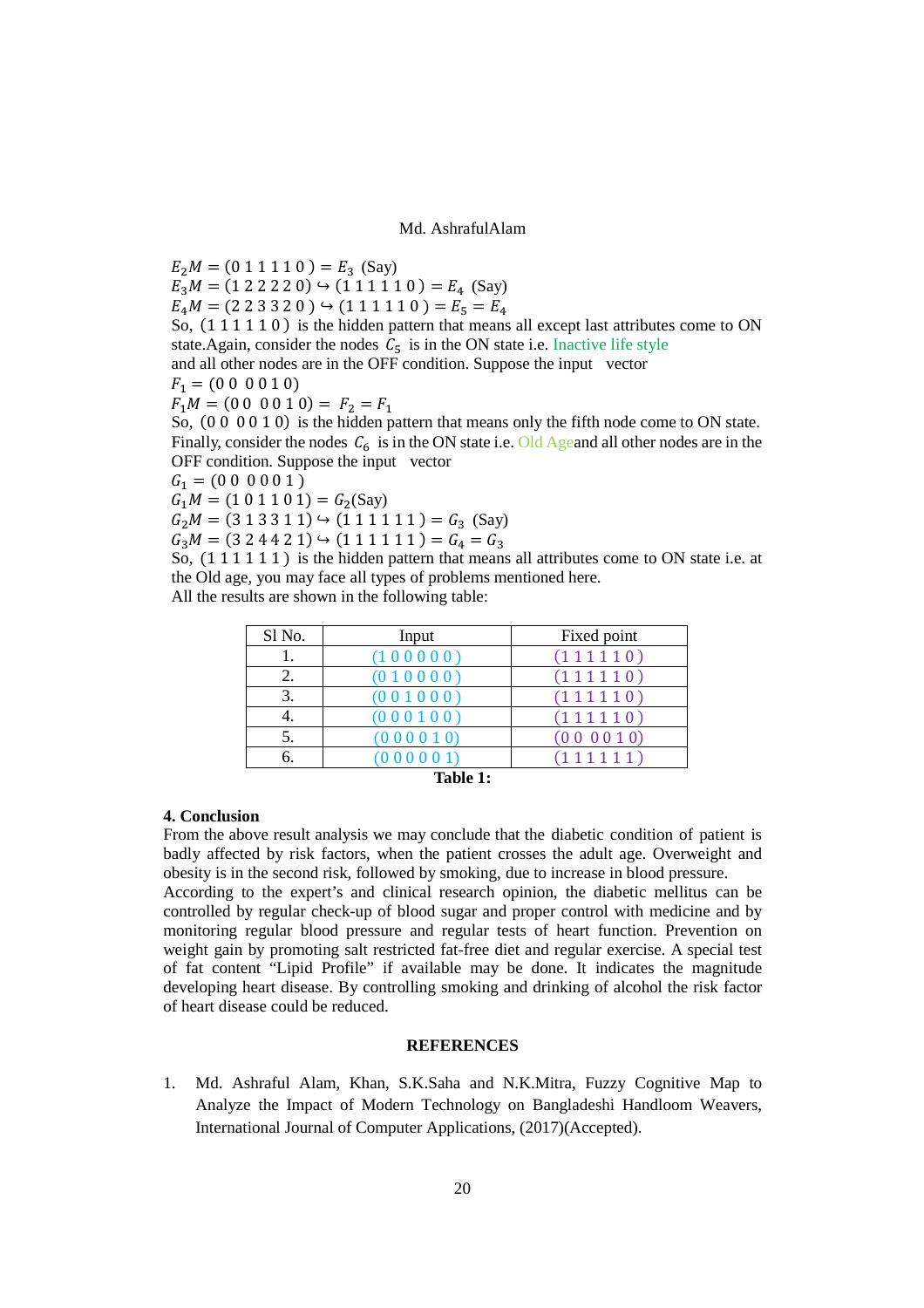$E_2M = (0\ 1\ 1\ 1\ 1\ 0\ ) = E_3$ (Say)
$E_3M = (1\ 2\ 2\ 2\ 2\ 0) \hookrightarrow (1\ 1\ 1\ 1\ 1\ 0\ ) = E_4$ (Say)
$E_4M = (2\ 2\ 3\ 3\ 2\ 0\ ) \hookrightarrow (1\ 1\ 1\ 1\ 1\ 0\ ) = E_5 = E_4$
So, $(1\ 1\ 1\ 1\ 1\ 0\ )$ is the hidden pattern that means all except last attributes come to ON state.Again, consider the nodes $C_5$ is in the ON state i.e. Inactive life style and all other nodes are in the OFF condition. Suppose the input vector
$F_1 = (0\ 0\ \ 0\ 0\ 1\ 0)$
$F_1M = (0\ 0\ \ 0\ 0\ 1\ 0) = F_2 = F_1$
So, $(0\ 0\ \ 0\ 0\ 1\ 0)$ is the hidden pattern that means only the fifth node come to ON state. Finally, consider the nodes $C_6$ is in the ON state i.e. Old Ageand all other nodes are in the OFF condition. Suppose the input vector
$G_1 = (0\ 0\ \ 0\ 0\ 0\ 1\ )$
$G_1M = (1\ 0\ 1\ 1\ 0\ 1) = G_2$(Say)
$G_2M = (3\ 1\ 3\ 3\ 1\ 1) \hookrightarrow (1\ 1\ 1\ 1\ 1\ 1\ ) = G_3$ (Say)
$G_3M = (3\ 2\ 4\ 4\ 2\ 1) \hookrightarrow (1\ 1\ 1\ 1\ 1\ 1\ ) = G_4 = G_3$
So, $(1\ 1\ 1\ 1\ 1\ 1\ )$ is the hidden pattern that means all attributes come to ON state i.e. at the Old age, you may face all types of problems mentioned here.
All the results are shown in the following table:

| Sl No. | Input | Fixed point |
|---|---|---|
| 1. | (1 0 0 0 0 0 ) | (1 1 1 1 1 0 ) |
| 2. | (0 1 0 0 0 0 ) | (1 1 1 1 1 0 ) |
| 3. | (0 0 1 0 0 0 ) | (1 1 1 1 1 0 ) |
| 4. | (0 0 0 1 0 0 ) | (1 1 1 1 1 0 ) |
| 5. | (0 0 0 0 1 0) | (0 0 0 0 1 0) |
| 6. | (0 0 0 0 0 1) | (1 1 1 1 1 1 ) |

**Table 1:**

**4. Conclusion**

From the above result analysis we may conclude that the diabetic condition of patient is badly affected by risk factors, when the patient crosses the adult age. Overweight and obesity is in the second risk, followed by smoking, due to increase in blood pressure.
According to the expert's and clinical research opinion, the diabetic mellitus can be controlled by regular check-up of blood sugar and proper control with medicine and by monitoring regular blood pressure and regular tests of heart function. Prevention on weight gain by promoting salt restricted fat-free diet and regular exercise. A special test of fat content "Lipid Profile" if available may be done. It indicates the magnitude developing heart disease. By controlling smoking and drinking of alcohol the risk factor of heart disease could be reduced.

**REFERENCES**

1. Md. Ashraful Alam, Khan, S.K.Saha and N.K.Mitra, Fuzzy Cognitive Map to Analyze the Impact of Modern Technology on Bangladeshi Handloom Weavers, International Journal of Computer Applications, (2017)(Accepted).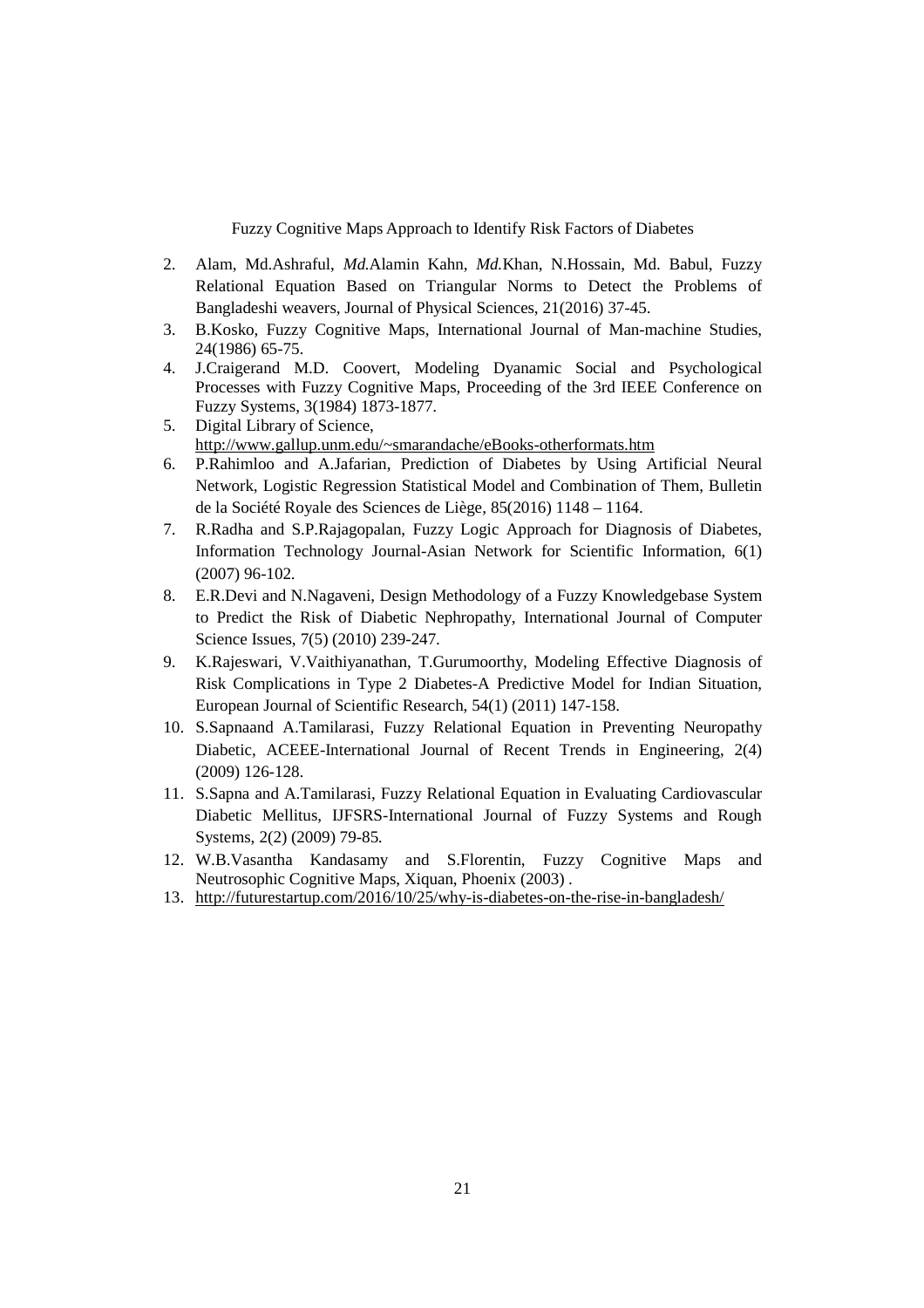2. Alam, Md.Ashraful, *Md.*Alamin Kahn, *Md.*Khan, N.Hossain, Md. Babul, Fuzzy Relational Equation Based on Triangular Norms to Detect the Problems of Bangladeshi weavers, Journal of Physical Sciences, 21(2016) 37-45.
3. B.Kosko, Fuzzy Cognitive Maps, International Journal of Man-machine Studies, 24(1986) 65-75.
4. J.Craigerand M.D. Coovert, Modeling Dyanamic Social and Psychological Processes with Fuzzy Cognitive Maps, Proceeding of the 3rd IEEE Conference on Fuzzy Systems, 3(1984) 1873-1877.
5. Digital Library of Science, http://www.gallup.unm.edu/~smarandache/eBooks-otherformats.htm
6. P.Rahimloo and A.Jafarian, Prediction of Diabetes by Using Artificial Neural Network, Logistic Regression Statistical Model and Combination of Them, Bulletin de la Société Royale des Sciences de Liège, 85(2016) 1148 – 1164.
7. R.Radha and S.P.Rajagopalan, Fuzzy Logic Approach for Diagnosis of Diabetes, Information Technology Journal-Asian Network for Scientific Information, 6(1) (2007) 96-102.
8. E.R.Devi and N.Nagaveni, Design Methodology of a Fuzzy Knowledgebase System to Predict the Risk of Diabetic Nephropathy, International Journal of Computer Science Issues, 7(5) (2010) 239-247.
9. K.Rajeswari, V.Vaithiyanathan, T.Gurumoorthy, Modeling Effective Diagnosis of Risk Complications in Type 2 Diabetes-A Predictive Model for Indian Situation, European Journal of Scientific Research, 54(1) (2011) 147-158.
10. S.Sapnaand A.Tamilarasi, Fuzzy Relational Equation in Preventing Neuropathy Diabetic, ACEEE-International Journal of Recent Trends in Engineering, 2(4) (2009) 126-128.
11. S.Sapna and A.Tamilarasi, Fuzzy Relational Equation in Evaluating Cardiovascular Diabetic Mellitus, IJFSRS-International Journal of Fuzzy Systems and Rough Systems, 2(2) (2009) 79-85.
12. W.B.Vasantha Kandasamy and S.Florentin, Fuzzy Cognitive Maps and Neutrosophic Cognitive Maps, Xiquan, Phoenix (2003) .
13. http://futurestartup.com/2016/10/25/why-is-diabetes-on-the-rise-in-bangladesh/